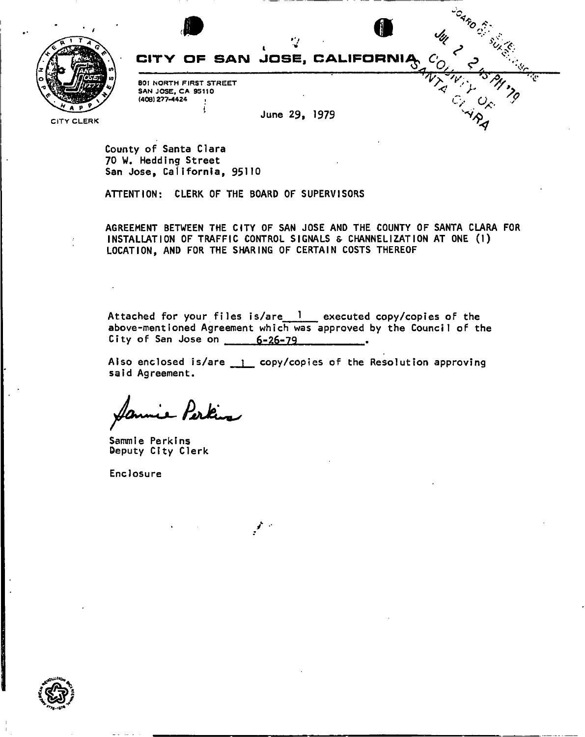CITY CLERK

# CITY OF SAN JOSE, CALIFORNIA

801 NORTH FIRST STREET
SAN JOSE, CA 95110
(408) 277-4424

JUL 2 2 15 PM '79
BOARD OF SUPERVISORS
COUNTY OF SANTA CLARA

June 29, 1979

County of Santa Clara
70 W. Hedding Street
San Jose, California, 95110

ATTENTION: CLERK OF THE BOARD OF SUPERVISORS

AGREEMENT BETWEEN THE CITY OF SAN JOSE AND THE COUNTY OF SANTA CLARA FOR INSTALLATION OF TRAFFIC CONTROL SIGNALS & CHANNELIZATION AT ONE (1) LOCATION, AND FOR THE SHARING OF CERTAIN COSTS THEREOF

Attached for your files is/are 1 executed copy/copies of the above-mentioned Agreement which was approved by the Council of the City of San Jose on 6-26-79.

Also enclosed is/are 1 copy/copies of the Resolution approving said Agreement.

Sammie Perkins

Sammie Perkins
Deputy City Clerk

Enclosure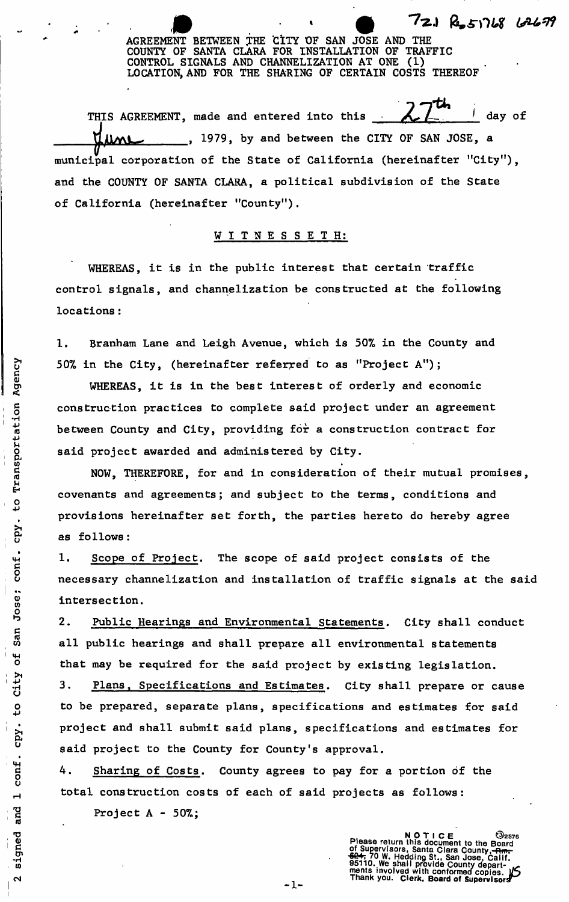72.1 R. 51768 6/26/79

AGREEMENT BETWEEN THE CITY OF SAN JOSE AND THE COUNTY OF SANTA CLARA FOR INSTALLATION OF TRAFFIC CONTROL SIGNALS AND CHANNELIZATION AT ONE (1) LOCATION, AND FOR THE SHARING OF CERTAIN COSTS THEREOF

THIS AGREEMENT, made and entered into this 27th day of June, 1979, by and between the CITY OF SAN JOSE, a municipal corporation of the State of California (hereinafter "City"), and the COUNTY OF SANTA CLARA, a political subdivision of the State of California (hereinafter "County").

W I T N E S S E T H:

WHEREAS, it is in the public interest that certain traffic control signals, and channelization be constructed at the following locations:

1. Branham Lane and Leigh Avenue, which is 50% in the County and 50% in the City, (hereinafter referred to as "Project A");

WHEREAS, it is in the best interest of orderly and economic construction practices to complete said project under an agreement between County and City, providing for a construction contract for said project awarded and administered by City.

NOW, THEREFORE, for and in consideration of their mutual promises, covenants and agreements; and subject to the terms, conditions and provisions hereinafter set forth, the parties hereto do hereby agree as follows:

1. Scope of Project. The scope of said project consists of the necessary channelization and installation of traffic signals at the said intersection.

2. Public Hearings and Environmental Statements. City shall conduct all public hearings and shall prepare all environmental statements that may be required for the said project by existing legislation.

3. Plans, Specifications and Estimates. City shall prepare or cause to be prepared, separate plans, specifications and estimates for said project and shall submit said plans, specifications and estimates for said project to the County for County's approval.

4. Sharing of Costs. County agrees to pay for a portion of the total construction costs of each of said projects as follows:

Project A - 50%;

2 signed and 1 conf. cpy. to City of San Jose; conf. cpy. to Transportation Agency

NOTICE
Please return this document to the Board of Supervisors, Santa Clara County, ~~Rm. 524,~~ 70 W. Hedding St., San Jose, Calif. 95110. We shall provide County departments involved with conformed copies. Thank you. Clerk, Board of Supervisors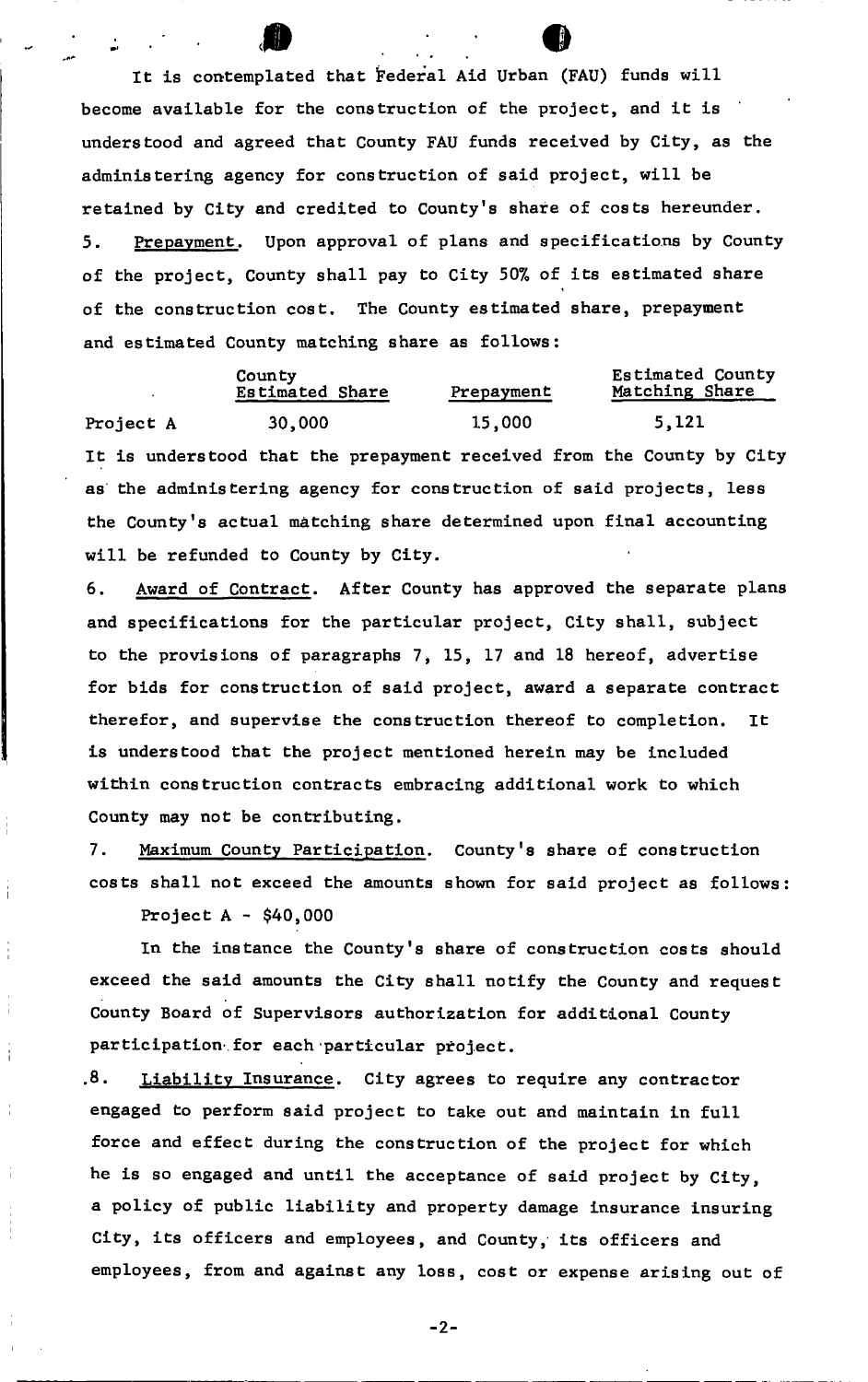It is contemplated that Federal Aid Urban (FAU) funds will become available for the construction of the project, and it is understood and agreed that County FAU funds received by City, as the administering agency for construction of said project, will be retained by City and credited to County's share of costs hereunder.

5. Prepayment. Upon approval of plans and specifications by County of the project, County shall pay to City 50% of its estimated share of the construction cost. The County estimated share, prepayment and estimated County matching share as follows:

| | County Estimated Share | Prepayment | Estimated County Matching Share |
|---|---|---|---|
| Project A | 30,000 | 15,000 | 5,121 |

It is understood that the prepayment received from the County by City as the administering agency for construction of said projects, less the County's actual matching share determined upon final accounting will be refunded to County by City.

6. Award of Contract. After County has approved the separate plans and specifications for the particular project, City shall, subject to the provisions of paragraphs 7, 15, 17 and 18 hereof, advertise for bids for construction of said project, award a separate contract therefor, and supervise the construction thereof to completion. It is understood that the project mentioned herein may be included within construction contracts embracing additional work to which County may not be contributing.

7. Maximum County Participation. County's share of construction costs shall not exceed the amounts shown for said project as follows:

Project A - $40,000

In the instance the County's share of construction costs should exceed the said amounts the City shall notify the County and request County Board of Supervisors authorization for additional County participation for each particular project.

8. Liability Insurance. City agrees to require any contractor engaged to perform said project to take out and maintain in full force and effect during the construction of the project for which he is so engaged and until the acceptance of said project by City, a policy of public liability and property damage insurance insuring City, its officers and employees, and County, its officers and employees, from and against any loss, cost or expense arising out of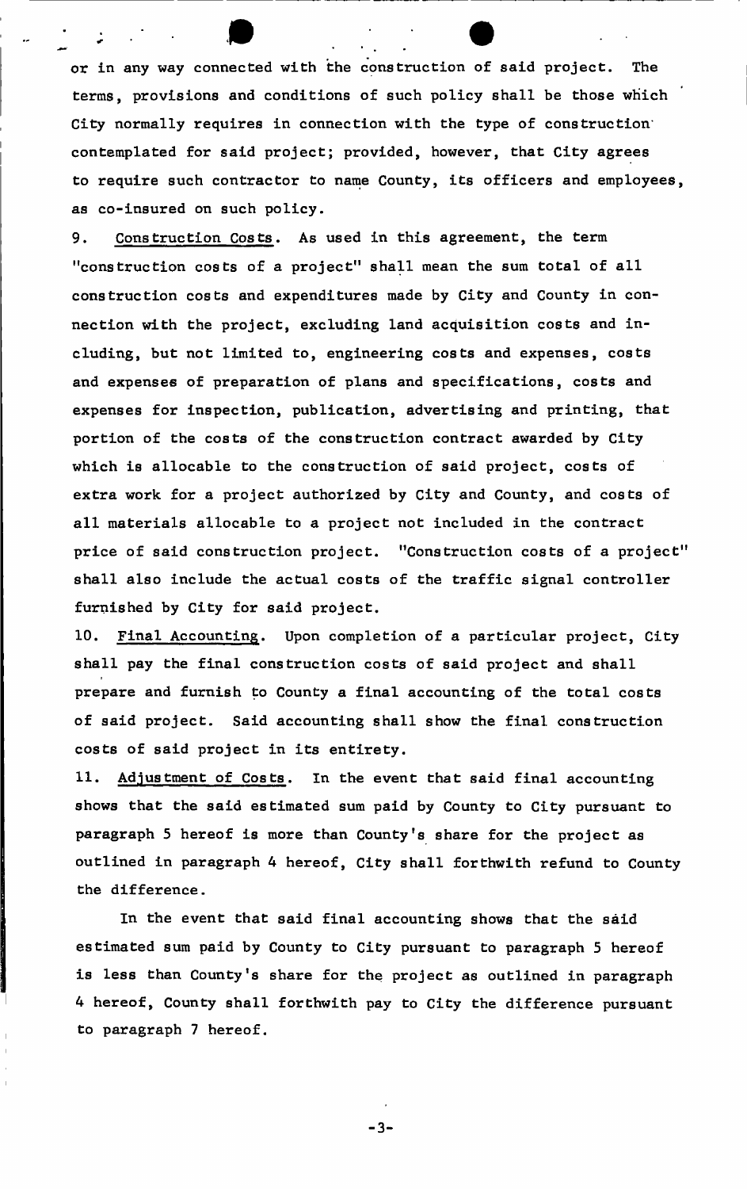or in any way connected with the construction of said project. The terms, provisions and conditions of such policy shall be those which City normally requires in connection with the type of construction contemplated for said project; provided, however, that City agrees to require such contractor to name County, its officers and employees, as co-insured on such policy.

9. Construction Costs. As used in this agreement, the term "construction costs of a project" shall mean the sum total of all construction costs and expenditures made by City and County in connection with the project, excluding land acquisition costs and including, but not limited to, engineering costs and expenses, costs and expenses of preparation of plans and specifications, costs and expenses for inspection, publication, advertising and printing, that portion of the costs of the construction contract awarded by City which is allocable to the construction of said project, costs of extra work for a project authorized by City and County, and costs of all materials allocable to a project not included in the contract price of said construction project. "Construction costs of a project" shall also include the actual costs of the traffic signal controller furnished by City for said project.

10. Final Accounting. Upon completion of a particular project, City shall pay the final construction costs of said project and shall prepare and furnish to County a final accounting of the total costs of said project. Said accounting shall show the final construction costs of said project in its entirety.

11. Adjustment of Costs. In the event that said final accounting shows that the said estimated sum paid by County to City pursuant to paragraph 5 hereof is more than County's share for the project as outlined in paragraph 4 hereof, City shall forthwith refund to County the difference.

In the event that said final accounting shows that the said estimated sum paid by County to City pursuant to paragraph 5 hereof is less than County's share for the project as outlined in paragraph 4 hereof, County shall forthwith pay to City the difference pursuant to paragraph 7 hereof.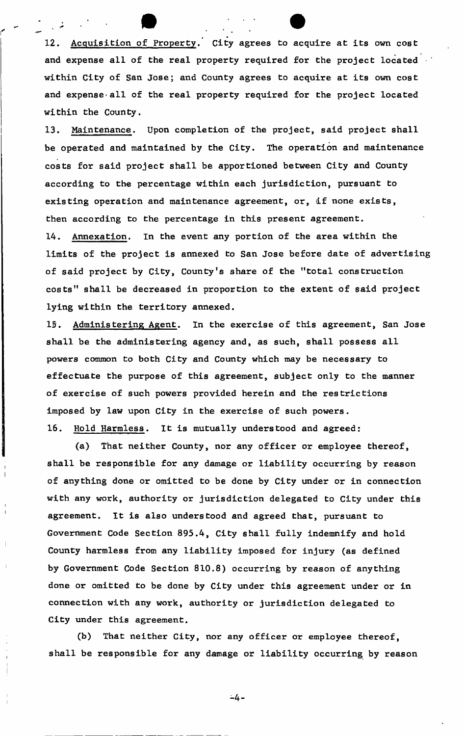12. Acquisition of Property. City agrees to acquire at its own cost and expense all of the real property required for the project located within City of San Jose; and County agrees to acquire at its own cost and expense all of the real property required for the project located within the County.

13. Maintenance. Upon completion of the project, said project shall be operated and maintained by the City. The operation and maintenance costs for said project shall be apportioned between City and County according to the percentage within each jurisdiction, pursuant to existing operation and maintenance agreement, or, if none exists, then according to the percentage in this present agreement.

14. Annexation. In the event any portion of the area within the limits of the project is annexed to San Jose before date of advertising of said project by City, County's share of the "total construction costs" shall be decreased in proportion to the extent of said project lying within the territory annexed.

15. Administering Agent. In the exercise of this agreement, San Jose shall be the administering agency and, as such, shall possess all powers common to both City and County which may be necessary to effectuate the purpose of this agreement, subject only to the manner of exercise of such powers provided herein and the restrictions imposed by law upon City in the exercise of such powers.

16. Hold Harmless. It is mutually understood and agreed:

(a) That neither County, nor any officer or employee thereof, shall be responsible for any damage or liability occurring by reason of anything done or omitted to be done by City under or in connection with any work, authority or jurisdiction delegated to City under this agreement. It is also understood and agreed that, pursuant to Government Code Section 895.4, City shall fully indemnify and hold County harmless from any liability imposed for injury (as defined by Government Code Section 810.8) occurring by reason of anything done or omitted to be done by City under this agreement under or in connection with any work, authority or jurisdiction delegated to City under this agreement.

(b) That neither City, nor any officer or employee thereof, shall be responsible for any damage or liability occurring by reason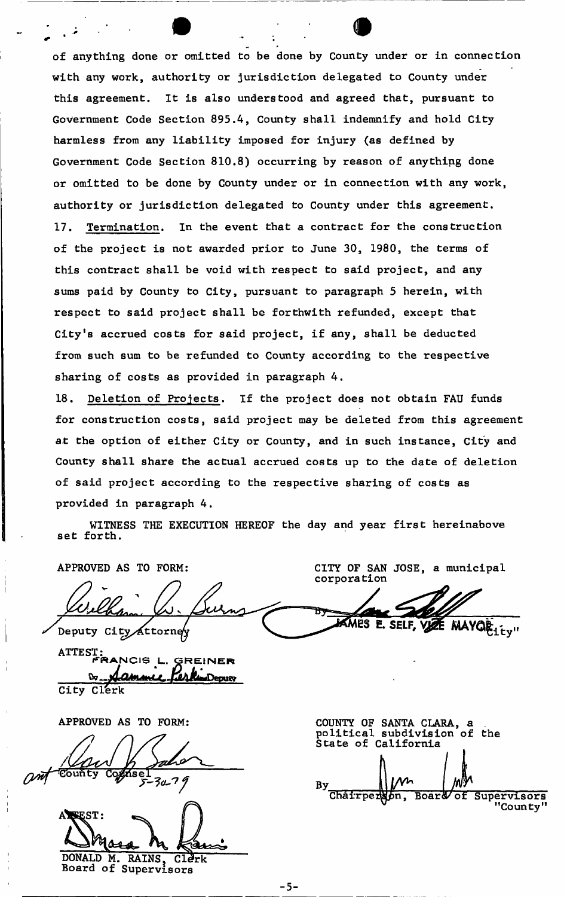of anything done or omitted to be done by County under or in connection with any work, authority or jurisdiction delegated to County under this agreement. It is also understood and agreed that, pursuant to Government Code Section 895.4, County shall indemnify and hold City harmless from any liability imposed for injury (as defined by Government Code Section 810.8) occurring by reason of anything done or omitted to be done by County under or in connection with any work, authority or jurisdiction delegated to County under this agreement.

17. Termination. In the event that a contract for the construction of the project is not awarded prior to June 30, 1980, the terms of this contract shall be void with respect to said project, and any sums paid by County to City, pursuant to paragraph 5 herein, with respect to said project shall be forthwith refunded, except that City's accrued costs for said project, if any, shall be deducted from such sum to be refunded to County according to the respective sharing of costs as provided in paragraph 4.

18. Deletion of Projects. If the project does not obtain FAU funds for construction costs, said project may be deleted from this agreement at the option of either City or County, and in such instance, City and County shall share the actual accrued costs up to the date of deletion of said project according to the respective sharing of costs as provided in paragraph 4.

WITNESS THE EXECUTION HEREOF the day and year first hereinabove set forth.

APPROVED AS TO FORM:

William A. Burns
Deputy City Attorney

ATTEST:
FRANCIS L. GREINER
By Sammie Perkins Deputy
City Clerk

CITY OF SAN JOSE, a municipal corporation

By JAMES E. SELF, VICE MAYOR
"City"

APPROVED AS TO FORM:

County Counsel
5-30-79

ATTEST:
DONALD M. RAINS, Clerk
Board of Supervisors

COUNTY OF SANTA CLARA, a political subdivision of the State of California

By
Chairperson, Board of Supervisors
"County"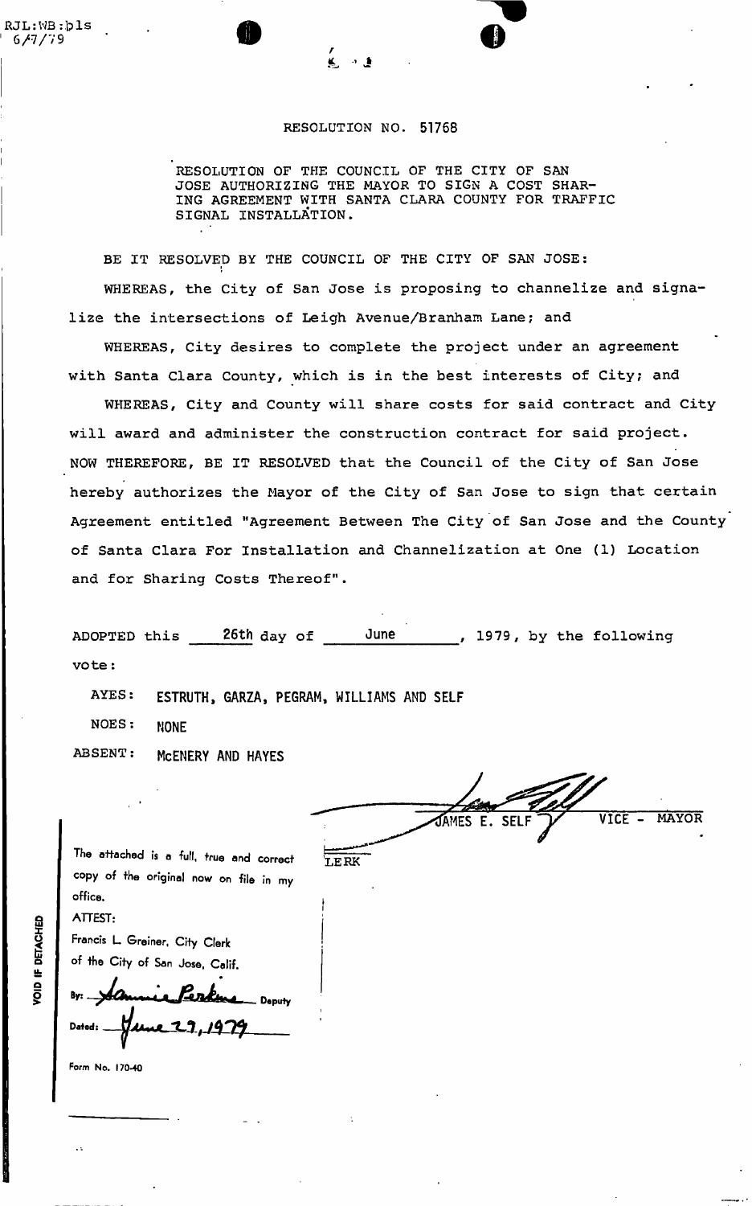RJL:WB:bls
6/7/79

RESOLUTION NO. 51768

RESOLUTION OF THE COUNCIL OF THE CITY OF SAN JOSE AUTHORIZING THE MAYOR TO SIGN A COST SHARING AGREEMENT WITH SANTA CLARA COUNTY FOR TRAFFIC SIGNAL INSTALLATION.

BE IT RESOLVED BY THE COUNCIL OF THE CITY OF SAN JOSE:

WHEREAS, the City of San Jose is proposing to channelize and signalize the intersections of Leigh Avenue/Branham Lane; and

WHEREAS, City desires to complete the project under an agreement with Santa Clara County, which is in the best interests of City; and

WHEREAS, City and County will share costs for said contract and City will award and administer the construction contract for said project.

NOW THEREFORE, BE IT RESOLVED that the Council of the City of San Jose hereby authorizes the Mayor of the City of San Jose to sign that certain Agreement entitled "Agreement Between The City of San Jose and the County of Santa Clara For Installation and Channelization at One (1) Location and for Sharing Costs Thereof".

ADOPTED this 26th day of June, 1979, by the following vote:

AYES: ESTRUTH, GARZA, PEGRAM, WILLIAMS AND SELF

NOES: NONE

ABSENT: McENERY AND HAYES

JAMES E. SELF VICE - MAYOR

LERK

The attached is a full, true and correct copy of the original now on file in my office.

ATTEST:

Francis L. Greiner, City Clerk of the City of San Jose, Calif.

By: Sammie Perkins Deputy

Dated: June 29, 1979

Form No. 170-40

VOID IF DETACHED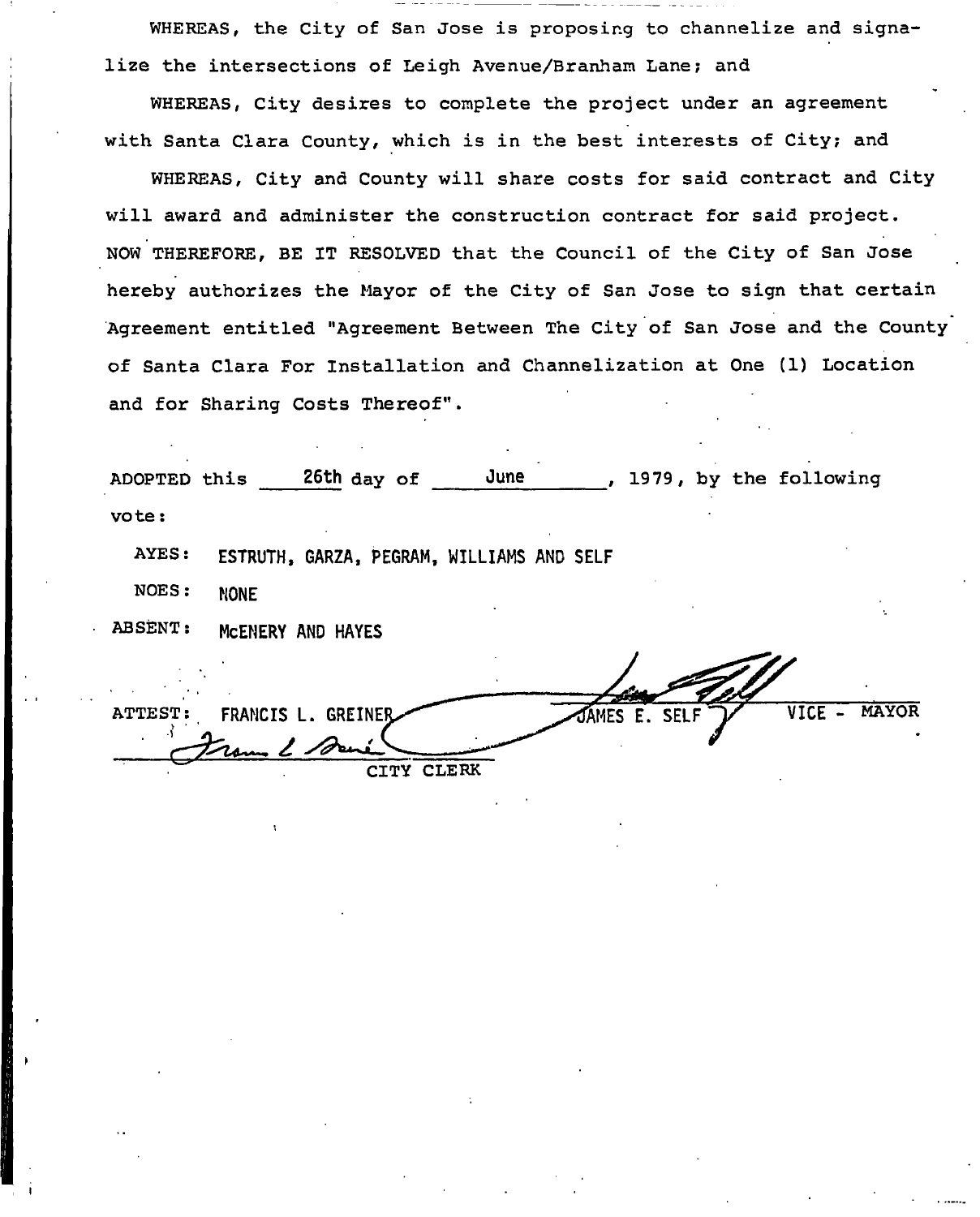WHEREAS, the City of San Jose is proposing to channelize and signalize the intersections of Leigh Avenue/Branham Lane; and

WHEREAS, City desires to complete the project under an agreement with Santa Clara County, which is in the best interests of City; and

WHEREAS, City and County will share costs for said contract and City will award and administer the construction contract for said project.

NOW THEREFORE, BE IT RESOLVED that the Council of the City of San Jose hereby authorizes the Mayor of the City of San Jose to sign that certain Agreement entitled "Agreement Between The City of San Jose and the County of Santa Clara For Installation and Channelization at One (1) Location and for Sharing Costs Thereof".

ADOPTED this 26th day of June, 1979, by the following vote:

AYES: ESTRUTH, GARZA, PEGRAM, WILLIAMS AND SELF

NOES: NONE

ABSENT: McENERY AND HAYES

JAMES E. SELF VICE - MAYOR

ATTEST: FRANCIS L. GREINER

CITY CLERK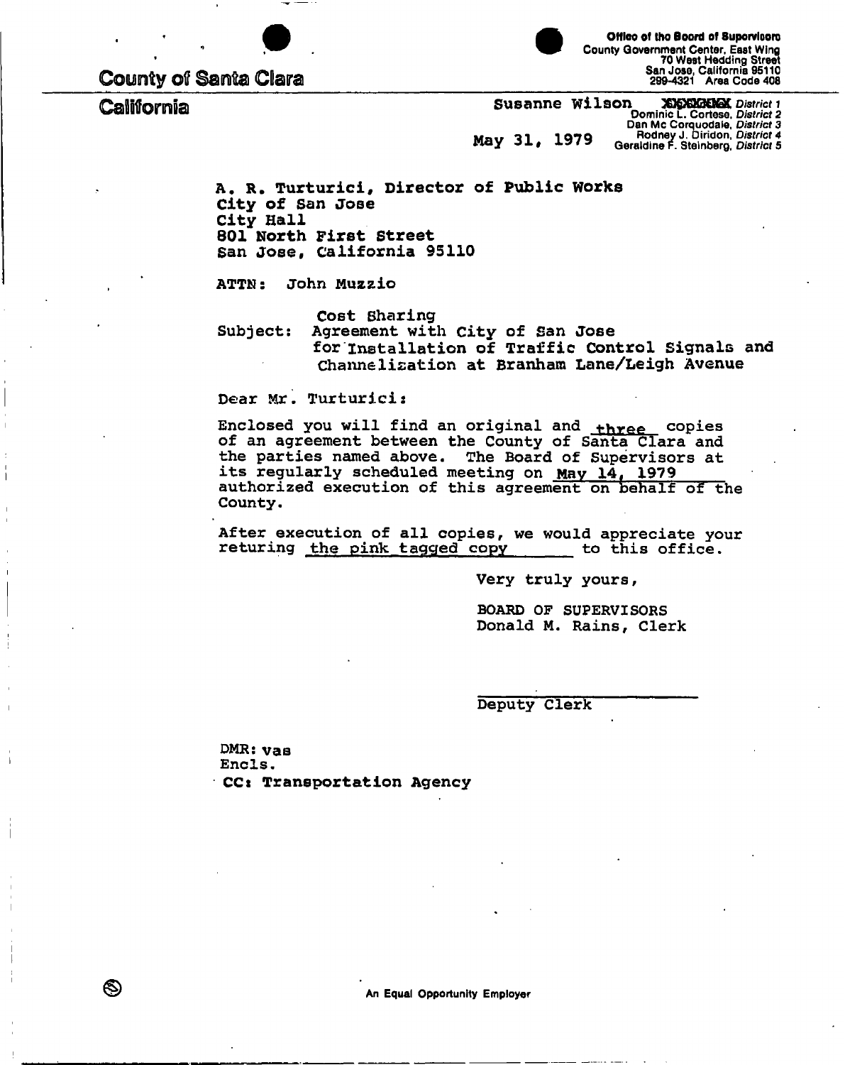**County of Santa Clara**

**California**

Office of the Board of Supervisors
County Government Center, East Wing
70 West Hedding Street
San Jose, California 95110
299-4321 Area Code 408

Susanne Wilson XXXXXXX *District 1*
Dominic L. Cortese, *District 2*
Dan Mc Corquodale, *District 3*
Rodney J. Diridon, *District 4*
Geraldine F. Steinberg, *District 5*

May 31, 1979

A. R. Turturici, Director of Public Works
City of San Jose
City Hall
801 North First Street
San Jose, California 95110

ATTN: John Muzzio

Subject: Cost Sharing Agreement with City of San Jose for Installation of Traffic Control Signals and Channelization at Branham Lane/Leigh Avenue

Dear Mr. Turturici:

Enclosed you will find an original and three copies of an agreement between the County of Santa Clara and the parties named above. The Board of Supervisors at its regularly scheduled meeting on May 14, 1979 authorized execution of this agreement on behalf of the County.

After execution of all copies, we would appreciate your returing the pink tagged copy to this office.

Very truly yours,

BOARD OF SUPERVISORS
Donald M. Rains, Clerk

Deputy Clerk

DMR: vas
Encls.
CC: Transportation Agency

An Equal Opportunity Employer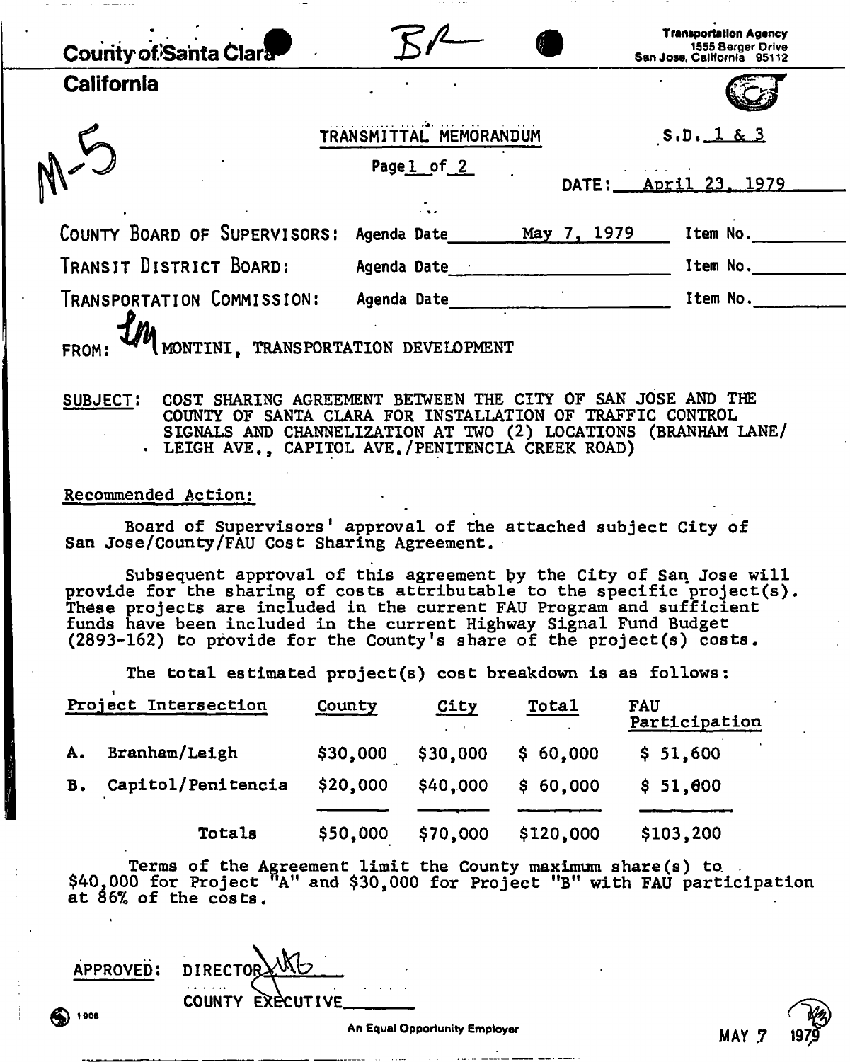County of Santa Clara

California

BR

Transportation Agency
1555 Berger Drive
San Jose, California 95112

M-5

TRANSMITTAL MEMORANDUM

Page 1 of 2

S.D. 1 & 3

DATE: April 23, 1979

| | | |
|---|---|---|
| COUNTY BOARD OF SUPERVISORS: | Agenda Date May 7, 1979 | Item No. |
| TRANSIT DISTRICT BOARD: | Agenda Date | Item No. |
| TRANSPORTATION COMMISSION: | Agenda Date | Item No. |

FROM: LM MONTINI, TRANSPORTATION DEVELOPMENT

SUBJECT: COST SHARING AGREEMENT BETWEEN THE CITY OF SAN JOSE AND THE COUNTY OF SANTA CLARA FOR INSTALLATION OF TRAFFIC CONTROL SIGNALS AND CHANNELIZATION AT TWO (2) LOCATIONS (BRANHAM LANE/ LEIGH AVE., CAPITOL AVE./PENITENCIA CREEK ROAD)

Recommended Action:

Board of Supervisors' approval of the attached subject City of San Jose/County/FAU Cost Sharing Agreement.

Subsequent approval of this agreement by the City of San Jose will provide for the sharing of costs attributable to the specific project(s). These projects are included in the current FAU Program and sufficient funds have been included in the current Highway Signal Fund Budget (2893-162) to provide for the County's share of the project(s) costs.

The total estimated project(s) cost breakdown is as follows:

| Project Intersection | County | City | Total | FAU Participation |
|---|---|---|---|---|
| A. Branham/Leigh | $30,000 | $30,000 | $ 60,000 | $ 51,600 |
| B. Capitol/Penitencia | $20,000 | $40,000 | $ 60,000 | $ 51,600 |
| Totals | $50,000 | $70,000 | $120,000 | $103,200 |

Terms of the Agreement limit the County maximum share(s) to $40,000 for Project "A" and $30,000 for Project "B" with FAU participation at 86% of the costs.

APPROVED: DIRECTOR

COUNTY EXECUTIVE\_\_\_\_\_\_\_

An Equal Opportunity Employer

MAY 7 1979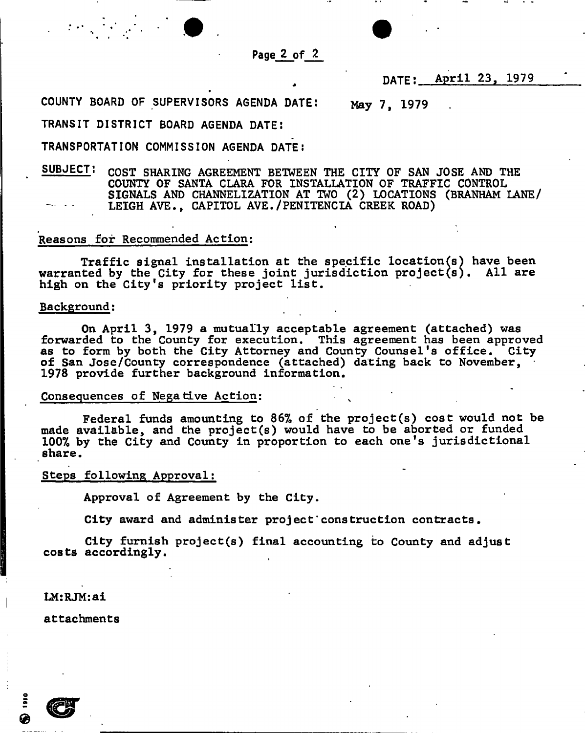DATE: April 23, 1979

COUNTY BOARD OF SUPERVISORS AGENDA DATE: May 7, 1979

TRANSIT DISTRICT BOARD AGENDA DATE:

TRANSPORTATION COMMISSION AGENDA DATE:

SUBJECT: COST SHARING AGREEMENT BETWEEN THE CITY OF SAN JOSE AND THE COUNTY OF SANTA CLARA FOR INSTALLATION OF TRAFFIC CONTROL SIGNALS AND CHANNELIZATION AT TWO (2) LOCATIONS (BRANHAM LANE/ LEIGH AVE., CAPITOL AVE./PENITENCIA CREEK ROAD)

Reasons for Recommended Action:

Traffic signal installation at the specific location(s) have been warranted by the City for these joint jurisdiction project(s). All are high on the City's priority project list.

Background:

On April 3, 1979 a mutually acceptable agreement (attached) was forwarded to the County for execution. This agreement has been approved as to form by both the City Attorney and County Counsel's office. City of San Jose/County correspondence (attached) dating back to November, 1978 provide further background information.

Consequences of Negative Action:

Federal funds amounting to 86% of the project(s) cost would not be made available, and the project(s) would have to be aborted or funded 100% by the City and County in proportion to each one's jurisdictional share.

Steps following Approval:

Approval of Agreement by the City.

City award and administer project construction contracts.

City furnish project(s) final accounting to County and adjust costs accordingly.

LM:RJM:ai

attachments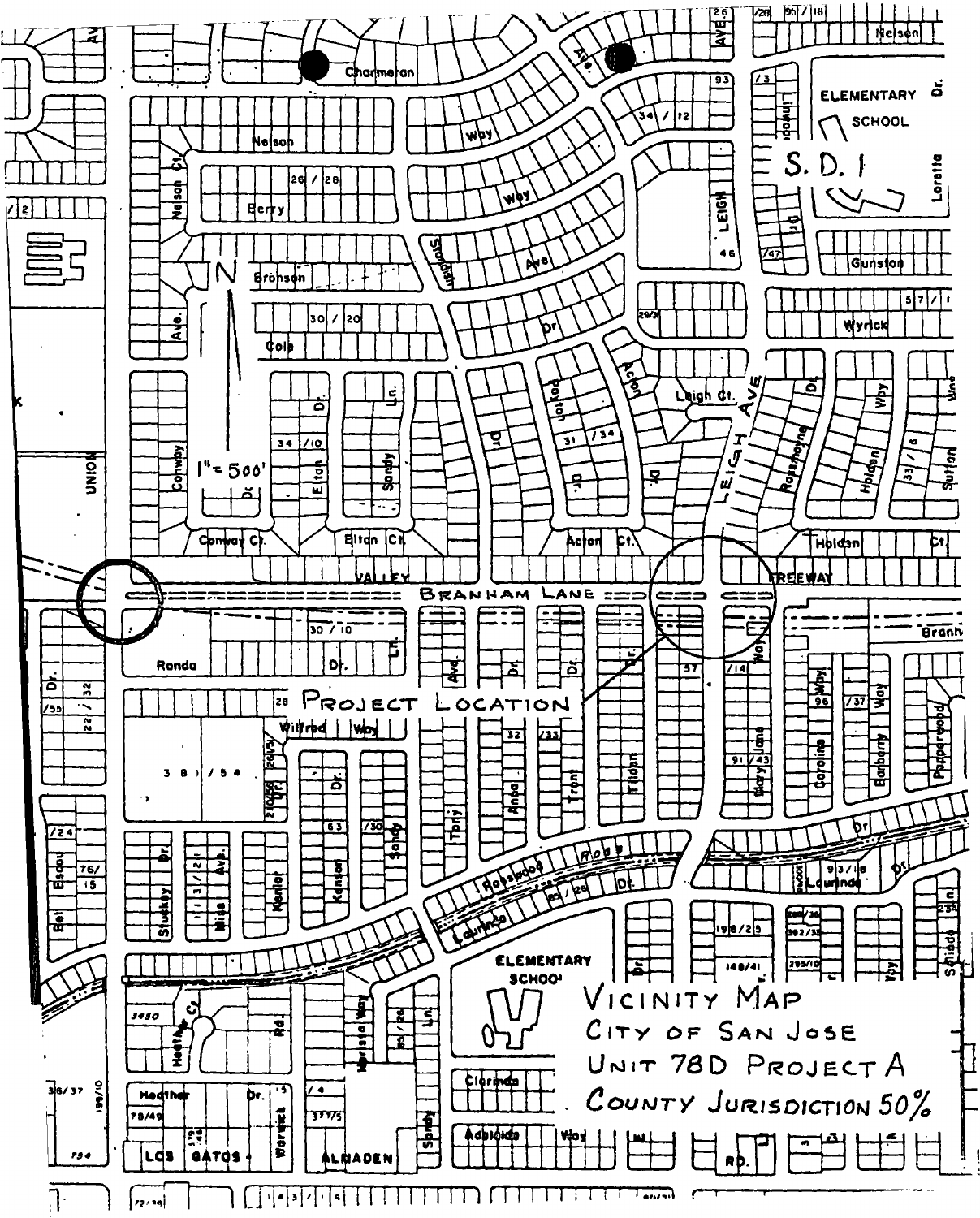# Vicinity Map

City of San Jose

Unit 78D Project A

County Jurisdiction 50%

Project Location

1" = 500'

N

S. D. 1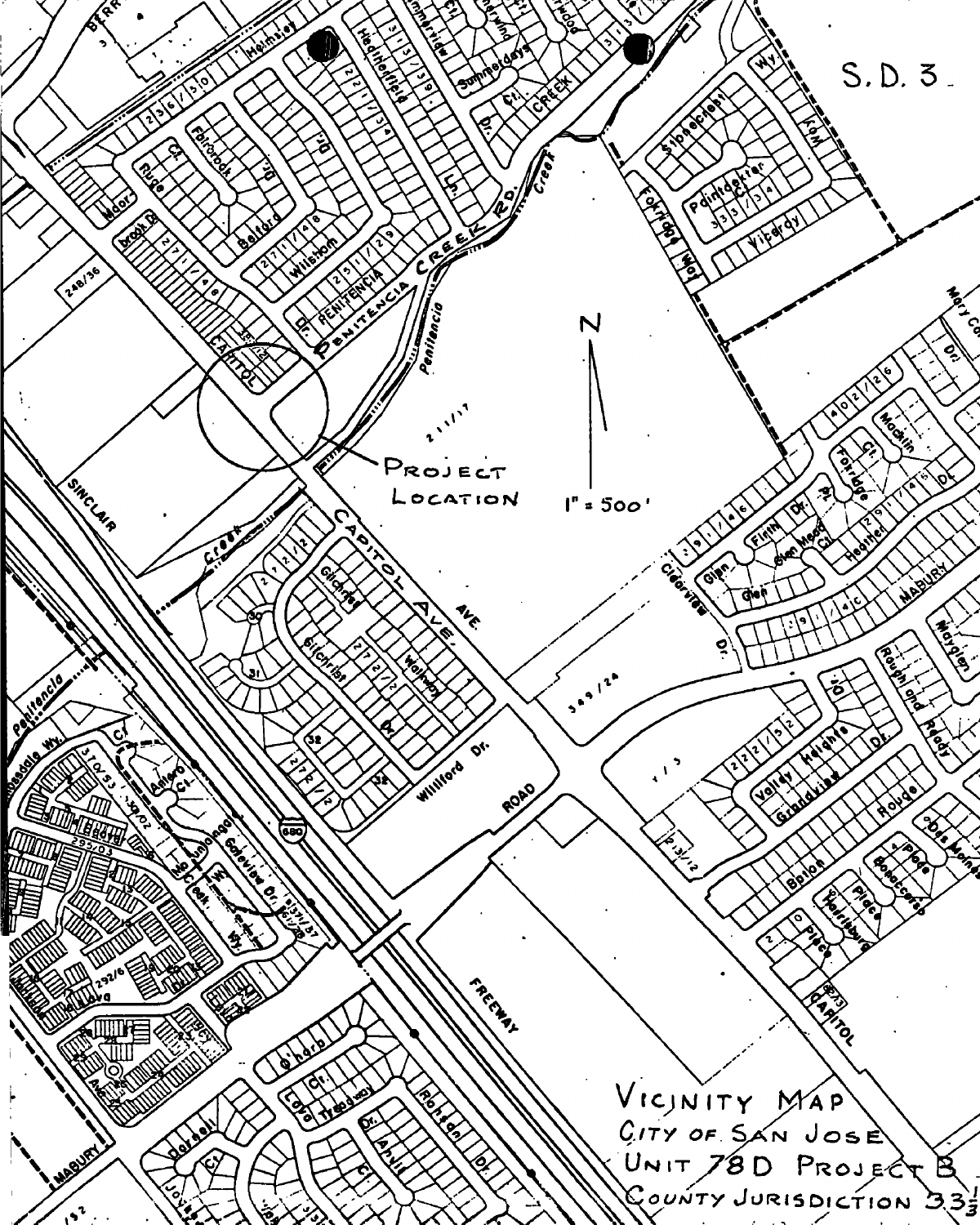S.D. 3

PROJECT LOCATION

N

1" = 500'

VICINITY MAP
CITY OF SAN JOSE
UNIT 78D PROJECT B
COUNTY JURISDICTION 33⅓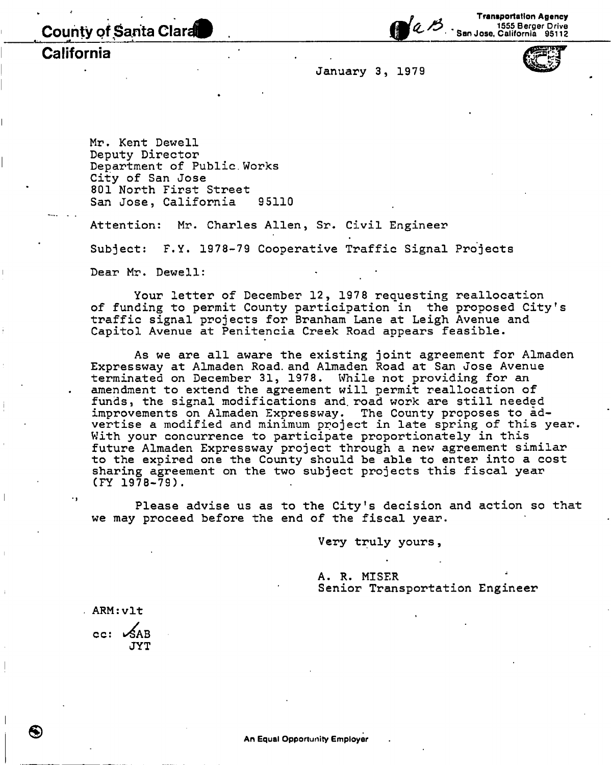**County of Santa Clara**

**California**

Transportation Agency
1555 Berger Drive
San Jose, California 95112

January 3, 1979

Mr. Kent Dewell
Deputy Director
Department of Public Works
City of San Jose
801 North First Street
San Jose, California 95110

Attention: Mr. Charles Allen, Sr. Civil Engineer

Subject: F.Y. 1978-79 Cooperative Traffic Signal Projects

Dear Mr. Dewell:

Your letter of December 12, 1978 requesting reallocation of funding to permit County participation in the proposed City's traffic signal projects for Branham Lane at Leigh Avenue and Capitol Avenue at Penitencia Creek Road appears feasible.

As we are all aware the existing joint agreement for Almaden Expressway at Almaden Road and Almaden Road at San Jose Avenue terminated on December 31, 1978. While not providing for an amendment to extend the agreement will permit reallocation of funds, the signal modifications and road work are still needed improvements on Almaden Expressway. The County proposes to advertise a modified and minimum project in late spring of this year. With your concurrence to participate proportionately in this future Almaden Expressway project through a new agreement similar to the expired one the County should be able to enter into a cost sharing agreement on the two subject projects this fiscal year (FY 1978-79).

Please advise us as to the City's decision and action so that we may proceed before the end of the fiscal year.

Very truly yours,

A. R. MISER
Senior Transportation Engineer

ARM:vlt

cc: ✓SAB
JYT

An Equal Opportunity Employer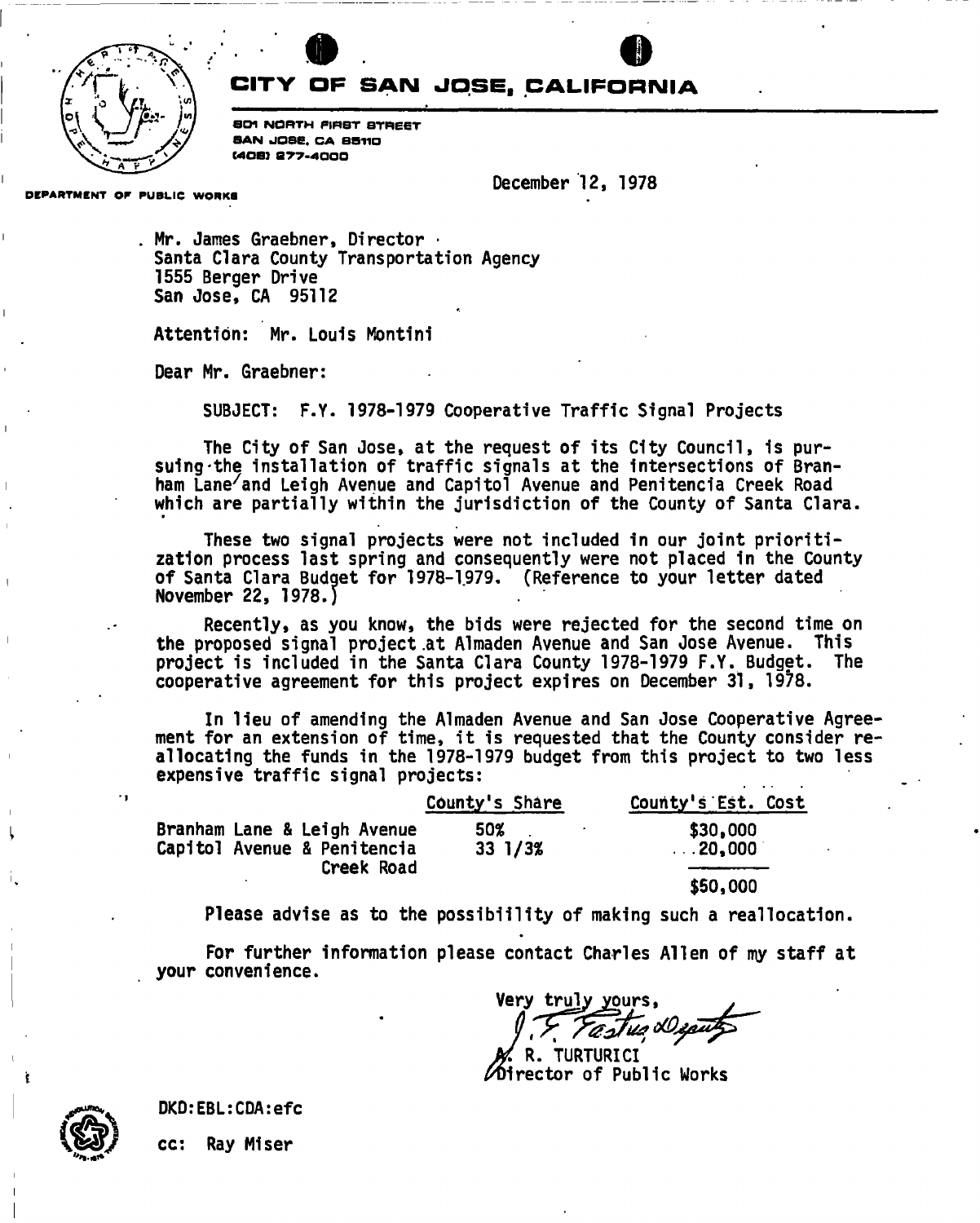# CITY OF SAN JOSE, CALIFORNIA

801 NORTH FIRST STREET
SAN JOSE, CA 95110
(408) 277-4000

DEPARTMENT OF PUBLIC WORKS

December 12, 1978

Mr. James Graebner, Director
Santa Clara County Transportation Agency
1555 Berger Drive
San Jose, CA 95112

Attention: Mr. Louis Montini

Dear Mr. Graebner:

SUBJECT: F.Y. 1978-1979 Cooperative Traffic Signal Projects

The City of San Jose, at the request of its City Council, is pursuing the installation of traffic signals at the intersections of Branham Lane and Leigh Avenue and Capitol Avenue and Penitencia Creek Road which are partially within the jurisdiction of the County of Santa Clara.

These two signal projects were not included in our joint prioritization process last spring and consequently were not placed in the County of Santa Clara Budget for 1978-1979. (Reference to your letter dated November 22, 1978.)

Recently, as you know, the bids were rejected for the second time on the proposed signal project at Almaden Avenue and San Jose Avenue. This project is included in the Santa Clara County 1978-1979 F.Y. Budget. The cooperative agreement for this project expires on December 31, 1978.

In lieu of amending the Almaden Avenue and San Jose Cooperative Agreement for an extension of time, it is requested that the County consider reallocating the funds in the 1978-1979 budget from this project to two less expensive traffic signal projects:

| | County's Share | County's Est. Cost |
|---|---|---|
| Branham Lane & Leigh Avenue | 50% | $30,000 |
| Capitol Avenue & Penitencia Creek Road | 33 1/3% | 20,000 |
| | | $50,000 |

Please advise as to the possibility of making such a reallocation.

For further information please contact Charles Allen of my staff at your convenience.

Very truly yours,

J. F. Fastus Deputy

A. R. TURTURICI
Director of Public Works

DKD:EBL:CDA:efc

cc: Ray Miser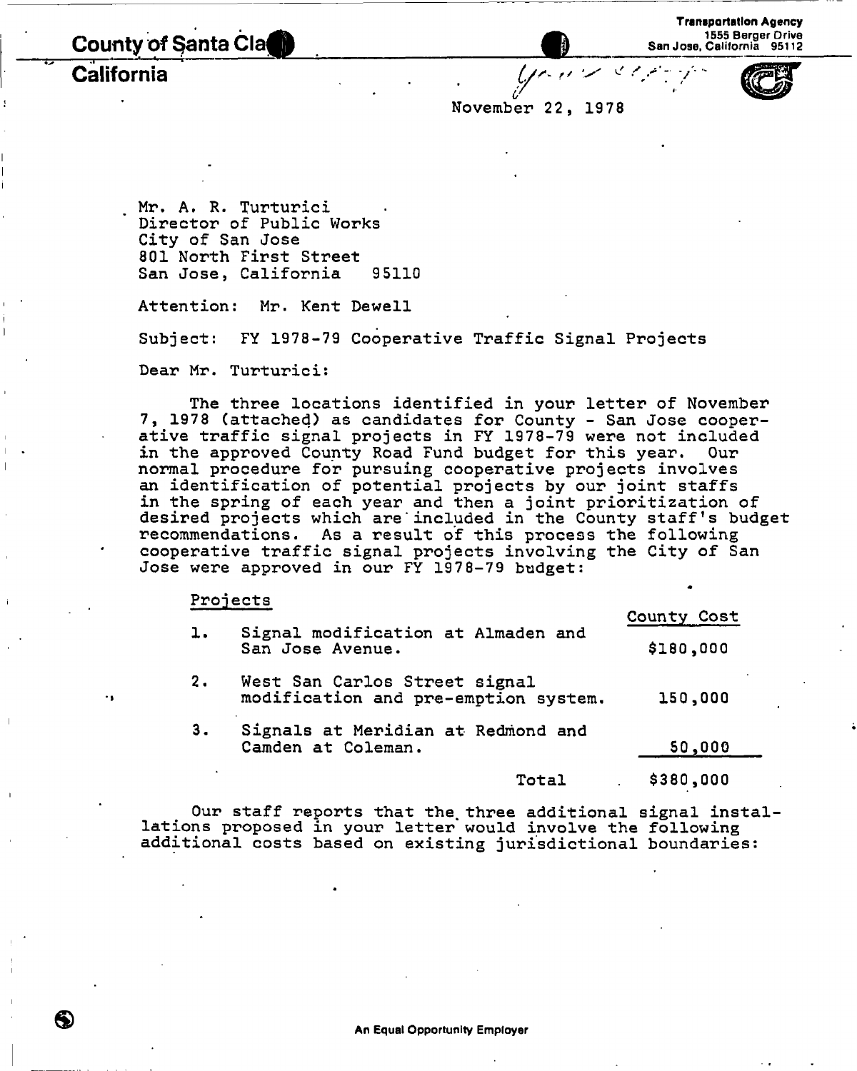**County of Santa Clara**

**California**

**Transportation Agency**
1555 Berger Drive
San Jose, California 95112

November 22, 1978

Mr. A. R. Turturici
Director of Public Works
City of San Jose
801 North First Street
San Jose, California 95110

Attention: Mr. Kent Dewell

Subject: FY 1978-79 Cooperative Traffic Signal Projects

Dear Mr. Turturici:

The three locations identified in your letter of November 7, 1978 (attached) as candidates for County - San Jose cooperative traffic signal projects in FY 1978-79 were not included in the approved County Road Fund budget for this year. Our normal procedure for pursuing cooperative projects involves an identification of potential projects by our joint staffs in the spring of each year and then a joint prioritization of desired projects which are included in the County staff's budget recommendations. As a result of this process the following cooperative traffic signal projects involving the City of San Jose were approved in our FY 1978-79 budget:

| | Projects | County Cost |
|---|---|---|
| 1. | Signal modification at Almaden and San Jose Avenue. | $180,000 |
| 2. | West San Carlos Street signal modification and pre-emption system. | 150,000 |
| 3. | Signals at Meridian at Redmond and Camden at Coleman. | 50,000 |
| | Total | $380,000 |

Our staff reports that the three additional signal installations proposed in your letter would involve the following additional costs based on existing jurisdictional boundaries:

An Equal Opportunity Employer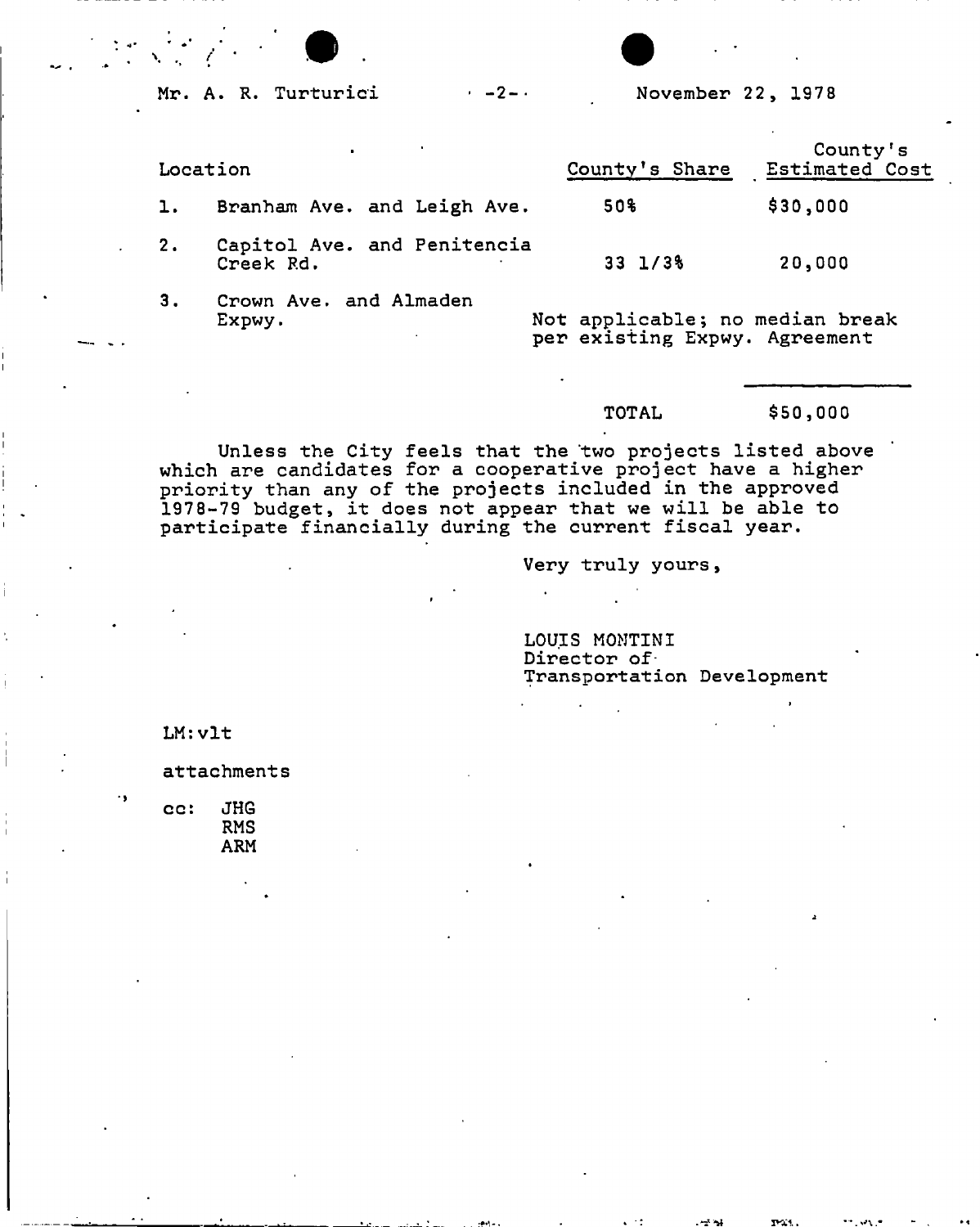Mr. A. R. Turturici -2- November 22, 1978

| Location | | County's Share | County's Estimated Cost |
|---|---|---|---|
| 1. | Branham Ave. and Leigh Ave. | 50% | $30,000 |
| 2. | Capitol Ave. and Penitencia Creek Rd. | 33 1/3% | 20,000 |
| 3. | Crown Ave. and Almaden Expwy. | Not applicable; no median break per existing Expwy. Agreement | |
| | | TOTAL | $50,000 |

Unless the City feels that the two projects listed above which are candidates for a cooperative project have a higher priority than any of the projects included in the approved 1978-79 budget, it does not appear that we will be able to participate financially during the current fiscal year.

Very truly yours,

LOUIS MONTINI
Director of
Transportation Development

LM:vlt

attachments

cc: JHG
RMS
ARM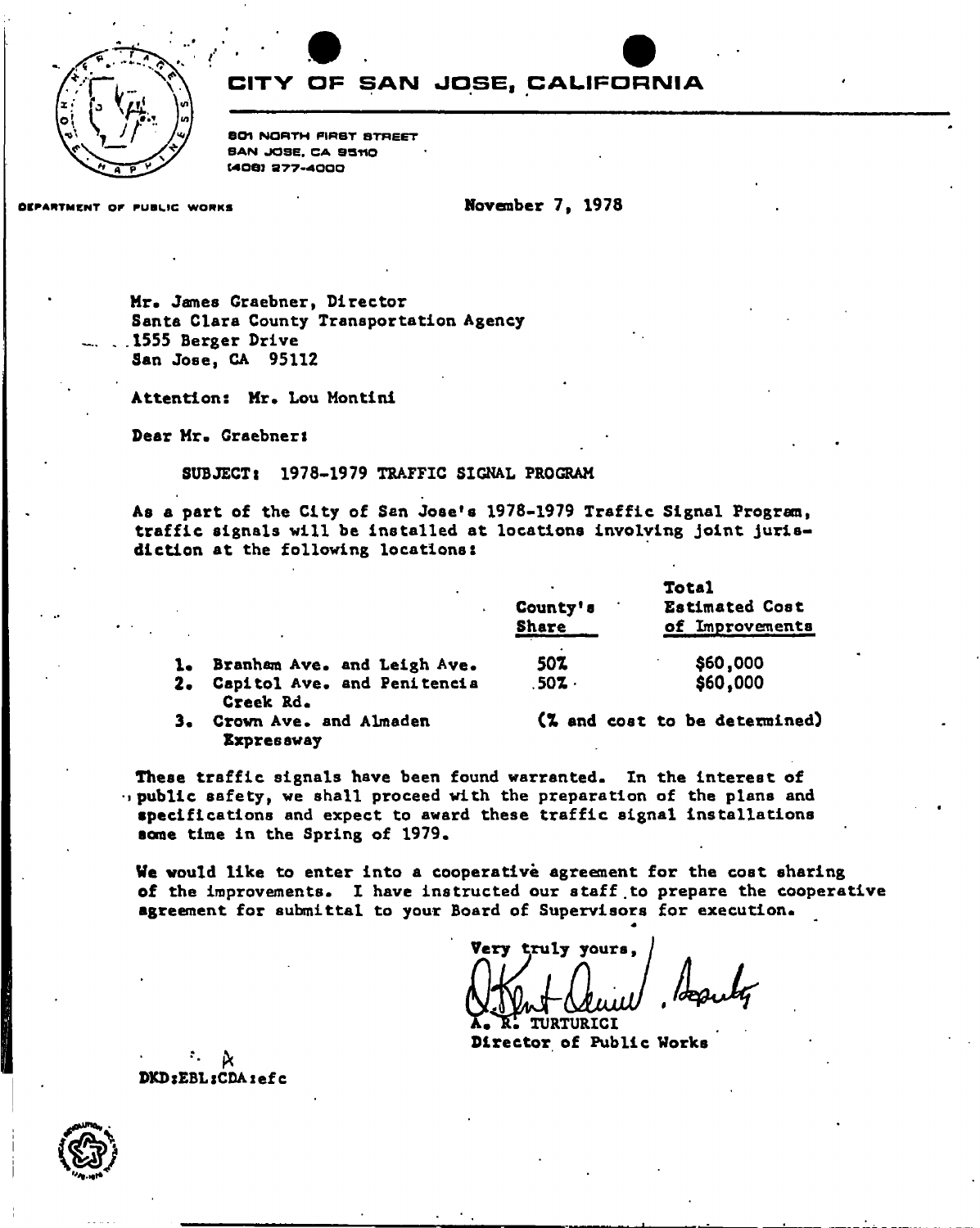# CITY OF SAN JOSE, CALIFORNIA

801 NORTH FIRST STREET
SAN JOSE, CA 95110
(408) 277-4000

DEPARTMENT OF PUBLIC WORKS

November 7, 1978

Mr. James Graebner, Director
Santa Clara County Transportation Agency
1555 Berger Drive
San Jose, CA 95112

Attention: Mr. Lou Montini

Dear Mr. Graebner:

SUBJECT: 1978-1979 TRAFFIC SIGNAL PROGRAM

As a part of the City of San Jose's 1978-1979 Traffic Signal Program, traffic signals will be installed at locations involving joint jurisdiction at the following locations:

| | County's Share | Total Estimated Cost of Improvements |
|---|---|---|
| 1. Branham Ave. and Leigh Ave. | 50% | $60,000 |
| 2. Capitol Ave. and Penitencia Creek Rd. | 50% | $60,000 |
| 3. Crown Ave. and Almaden Expressway | (% and cost to be determined) | |

These traffic signals have been found warranted. In the interest of public safety, we shall proceed with the preparation of the plans and specifications and expect to award these traffic signal installations some time in the Spring of 1979.

We would like to enter into a cooperative agreement for the cost sharing of the improvements. I have instructed our staff to prepare the cooperative agreement for submittal to your Board of Supervisors for execution.

Very truly yours,

Deputy

A. R. TURTURICI
Director of Public Works

DKD:EBL:CDA:efc